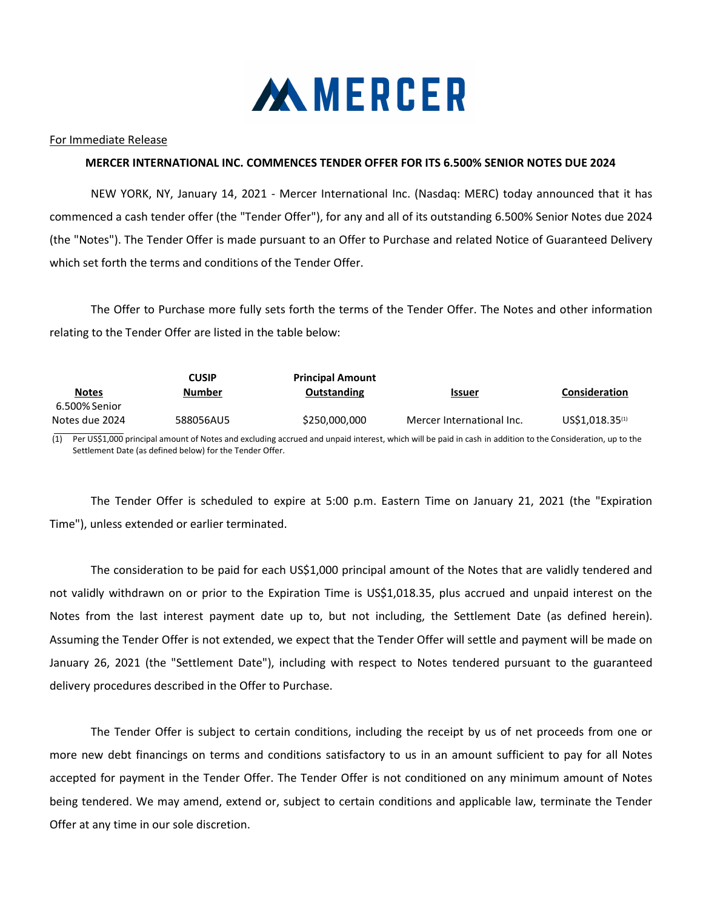MERCER

For Immediate Release

**MERCER INTERNATIONAL INC. COMMENCES TENDER OFFER FOR ITS 6.500% SENIOR NOTES DUE 2024**

NEW YORK, NY, January 14, 2021 - Mercer International Inc. (Nasdaq: MERC) today announced that it has commenced a cash tender offer (the "Tender Offer"), for any and all of its outstanding 6.500% Senior Notes due 2024 (the "Notes"). The Tender Offer is made pursuant to an Offer to Purchase and related Notice of Guaranteed Delivery which set forth the terms and conditions of the Tender Offer.

The Offer to Purchase more fully sets forth the terms of the Tender Offer. The Notes and other information relating to the Tender Offer are listed in the table below:

| Notes | CUSIP Number | Principal Amount Outstanding | Issuer | Consideration |
|---|---|---|---|---|
| 6.500% Senior Notes due 2024 | 588056AU5 | $250,000,000 | Mercer International Inc. | US$1,018.35[(1)] |

(1) Per US$1,000 principal amount of Notes and excluding accrued and unpaid interest, which will be paid in cash in addition to the Consideration, up to the Settlement Date (as defined below) for the Tender Offer.

The Tender Offer is scheduled to expire at 5:00 p.m. Eastern Time on January 21, 2021 (the "Expiration Time"), unless extended or earlier terminated.

The consideration to be paid for each US$1,000 principal amount of the Notes that are validly tendered and not validly withdrawn on or prior to the Expiration Time is US$1,018.35, plus accrued and unpaid interest on the Notes from the last interest payment date up to, but not including, the Settlement Date (as defined herein). Assuming the Tender Offer is not extended, we expect that the Tender Offer will settle and payment will be made on January 26, 2021 (the "Settlement Date"), including with respect to Notes tendered pursuant to the guaranteed delivery procedures described in the Offer to Purchase.

The Tender Offer is subject to certain conditions, including the receipt by us of net proceeds from one or more new debt financings on terms and conditions satisfactory to us in an amount sufficient to pay for all Notes accepted for payment in the Tender Offer. The Tender Offer is not conditioned on any minimum amount of Notes being tendered. We may amend, extend or, subject to certain conditions and applicable law, terminate the Tender Offer at any time in our sole discretion.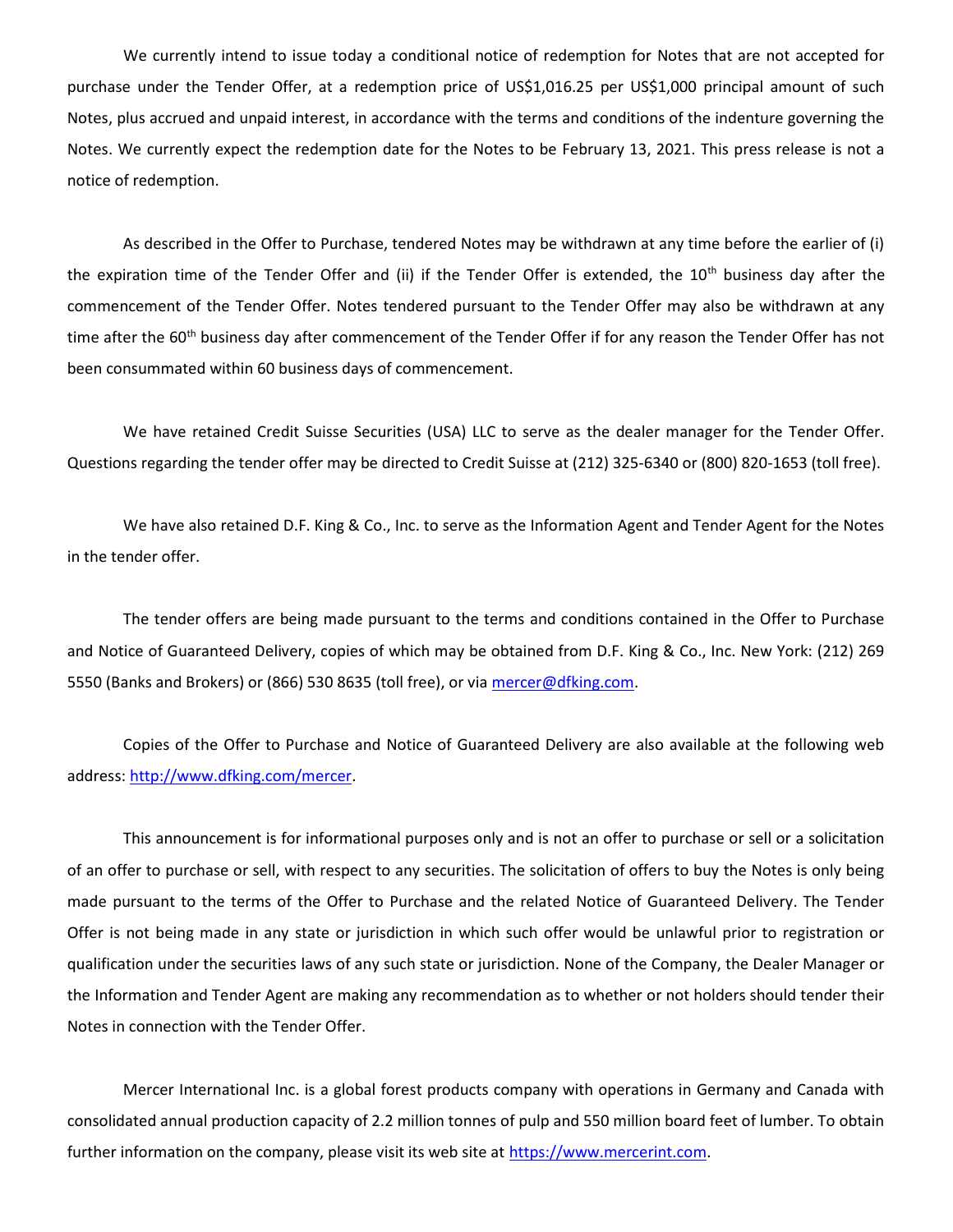We currently intend to issue today a conditional notice of redemption for Notes that are not accepted for purchase under the Tender Offer, at a redemption price of US$1,016.25 per US$1,000 principal amount of such Notes, plus accrued and unpaid interest, in accordance with the terms and conditions of the indenture governing the Notes. We currently expect the redemption date for the Notes to be February 13, 2021. This press release is not a notice of redemption.

As described in the Offer to Purchase, tendered Notes may be withdrawn at any time before the earlier of (i) the expiration time of the Tender Offer and (ii) if the Tender Offer is extended, the 10th business day after the commencement of the Tender Offer. Notes tendered pursuant to the Tender Offer may also be withdrawn at any time after the 60th business day after commencement of the Tender Offer if for any reason the Tender Offer has not been consummated within 60 business days of commencement.

We have retained Credit Suisse Securities (USA) LLC to serve as the dealer manager for the Tender Offer. Questions regarding the tender offer may be directed to Credit Suisse at (212) 325-6340 or (800) 820-1653 (toll free).

We have also retained D.F. King & Co., Inc. to serve as the Information Agent and Tender Agent for the Notes in the tender offer.

The tender offers are being made pursuant to the terms and conditions contained in the Offer to Purchase and Notice of Guaranteed Delivery, copies of which may be obtained from D.F. King & Co., Inc. New York: (212) 269 5550 (Banks and Brokers) or (866) 530 8635 (toll free), or via mercer@dfking.com.

Copies of the Offer to Purchase and Notice of Guaranteed Delivery are also available at the following web address: http://www.dfking.com/mercer.

This announcement is for informational purposes only and is not an offer to purchase or sell or a solicitation of an offer to purchase or sell, with respect to any securities. The solicitation of offers to buy the Notes is only being made pursuant to the terms of the Offer to Purchase and the related Notice of Guaranteed Delivery. The Tender Offer is not being made in any state or jurisdiction in which such offer would be unlawful prior to registration or qualification under the securities laws of any such state or jurisdiction. None of the Company, the Dealer Manager or the Information and Tender Agent are making any recommendation as to whether or not holders should tender their Notes in connection with the Tender Offer.

Mercer International Inc. is a global forest products company with operations in Germany and Canada with consolidated annual production capacity of 2.2 million tonnes of pulp and 550 million board feet of lumber. To obtain further information on the company, please visit its web site at https://www.mercerint.com.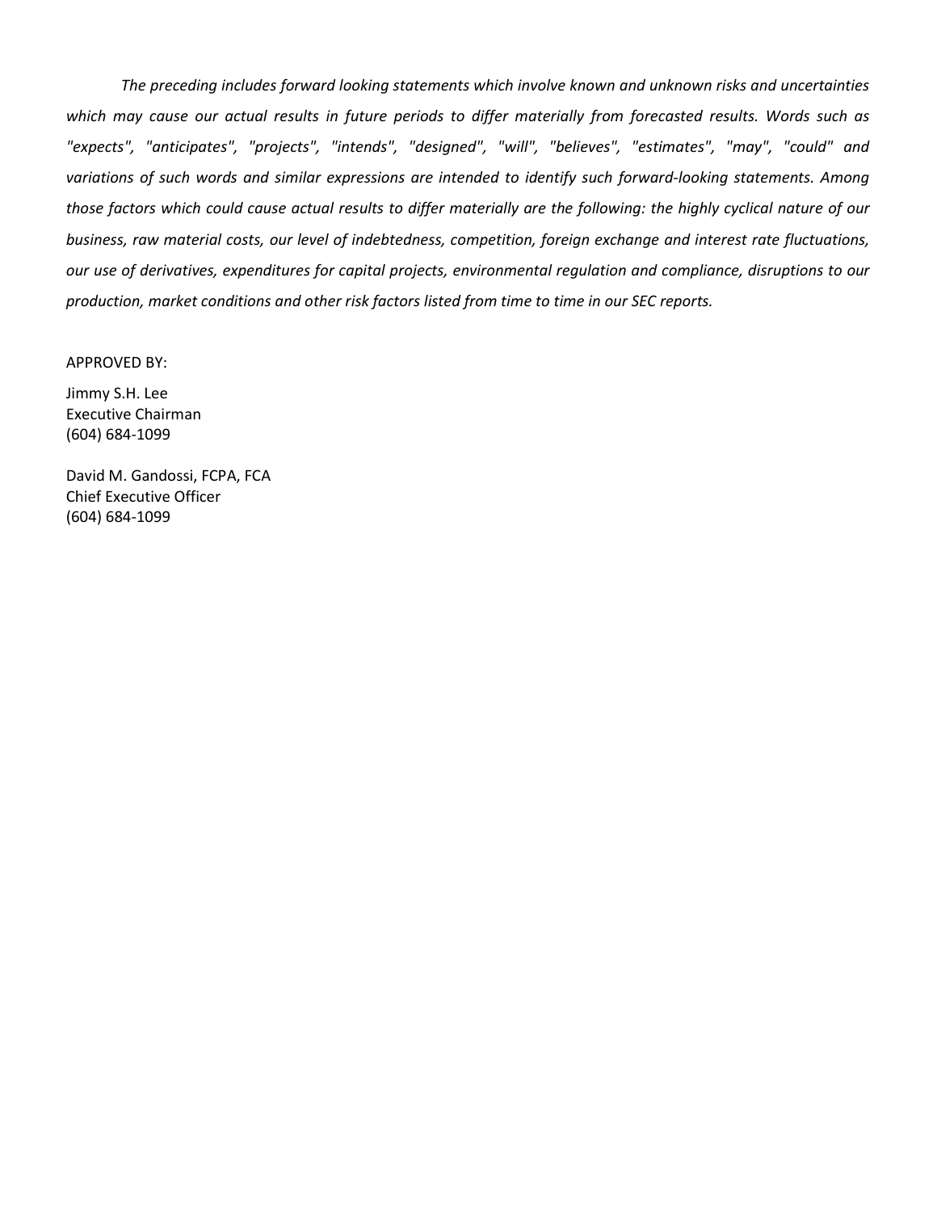*The preceding includes forward looking statements which involve known and unknown risks and uncertainties which may cause our actual results in future periods to differ materially from forecasted results. Words such as "expects", "anticipates", "projects", "intends", "designed", "will", "believes", "estimates", "may", "could" and variations of such words and similar expressions are intended to identify such forward-looking statements. Among those factors which could cause actual results to differ materially are the following: the highly cyclical nature of our business, raw material costs, our level of indebtedness, competition, foreign exchange and interest rate fluctuations, our use of derivatives, expenditures for capital projects, environmental regulation and compliance, disruptions to our production, market conditions and other risk factors listed from time to time in our SEC reports.*

APPROVED BY:

Jimmy S.H. Lee
Executive Chairman
(604) 684-1099

David M. Gandossi, FCPA, FCA
Chief Executive Officer
(604) 684-1099